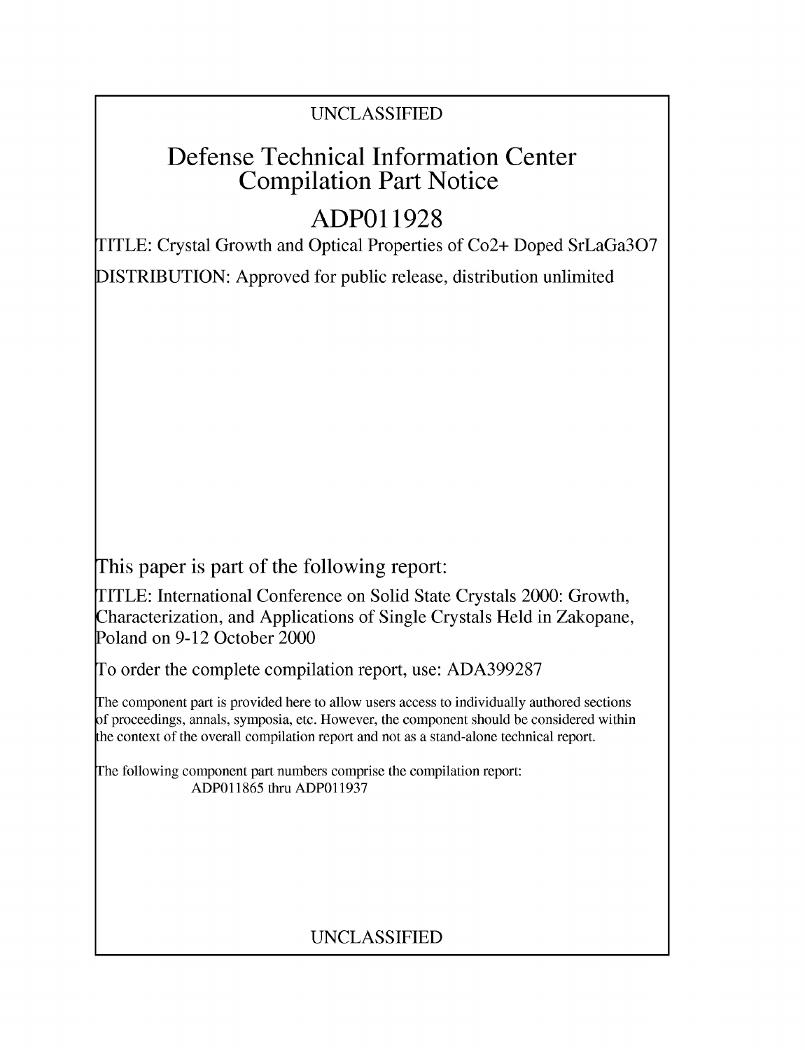UNCLASSIFIED

# Defense Technical Information Center Compilation Part Notice

# ADP011928

TITLE: Crystal Growth and Optical Properties of Co2+ Doped SrLaGa3O7

DISTRIBUTION: Approved for public release, distribution unlimited

This paper is part of the following report:

TITLE: International Conference on Solid State Crystals 2000: Growth, Characterization, and Applications of Single Crystals Held in Zakopane, Poland on 9-12 October 2000

To order the complete compilation report, use: ADA399287

The component part is provided here to allow users access to individually authored sections of proceedings, annals, symposia, etc. However, the component should be considered within the context of the overall compilation report and not as a stand-alone technical report.

The following component part numbers comprise the compilation report: ADP011865 thru ADP011937

UNCLASSIFIED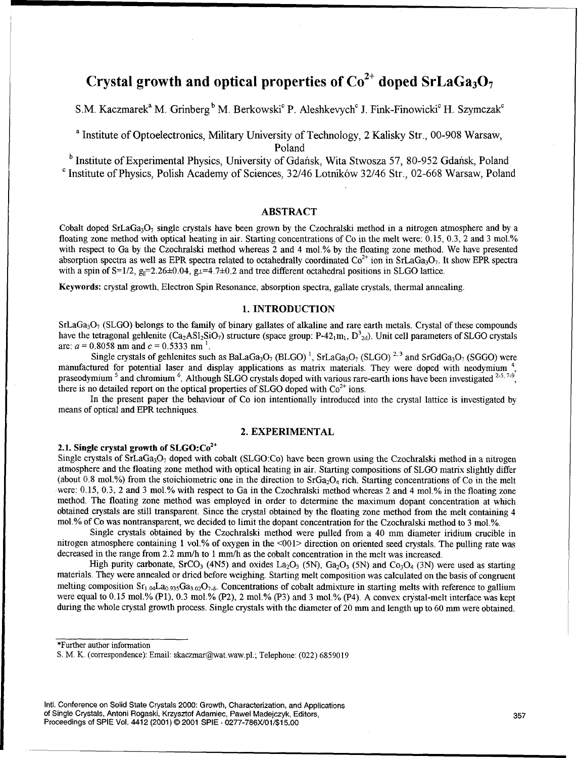# Crystal growth and optical properties of $Co^{2+}$ doped $SrLaGa_3O_7$

S.M. Kaczmarek[a] M. Grinberg [b] M. Berkowski[c] P. Aleshkevych[c] J. Fink-Finowicki[c] H. Szymczak[c]

[a] Institute of Optoelectronics, Military University of Technology, 2 Kalisky Str., 00-908 Warsaw, Poland

[b] Institute of Experimental Physics, University of Gdańsk, Wita Stwosza 57, 80-952 Gdańsk, Poland

[c] Institute of Physics, Polish Academy of Sciences, 32/46 Lotników 32/46 Str., 02-668 Warsaw, Poland

## ABSTRACT

Cobalt doped $SrLaGa_3O_7$ single crystals have been grown by the Czochralski method in a nitrogen atmosphere and by a floating zone method with optical heating in air. Starting concentrations of Co in the melt were: 0.15, 0.3, 2 and 3 mol.% with respect to Ga by the Czochralski method whereas 2 and 4 mol.% by the floating zone method. We have presented absorption spectra as well as EPR spectra related to octahedrally coordinated $Co^{2+}$ ion in $SrLaGa_3O_7$. It show EPR spectra with a spin of S=1/2, $g_{\|}$=2.26±0.04, $g_{\perp}$=4.7±0.2 and tree different octahedral positions in SLGO lattice.

**Keywords:** crystal growth, Electron Spin Resonance, absorption spectra, gallate crystals, thermal annealing.

## 1. INTRODUCTION

$SrLaGa_3O_7$ (SLGO) belongs to the family of binary gallates of alkaline and rare earth metals. Crystal of these compounds have the tetragonal gehlenite ($Ca_2ASl_2SiO_7$) structure (space group: $P\text{-}42_1m_1$, $D^3_{2d}$). Unit cell parameters of SLGO crystals are: $a$ = 0.8058 nm and $c$ = 0.5333 nm [1].

Single crystals of gehlenites such as $BaLaGa_3O_7$ (BLGO) [1], $SrLaGa_3O_7$ (SLGO) [2,3] and $SrGdGa_3O_7$ (SGGO) were manufactured for potential laser and display applications as matrix materials. They were doped with neodymium [4], praseodymium [5] and chromium [6]. Although SLGO crystals doped with various rare-earth ions have been investigated [2-5, 7-9], there is no detailed report on the optical properties of SLGO doped with $Co^{2+}$ ions.

In the present paper the behaviour of Co ion intentionally introduced into the crystal lattice is investigated by means of optical and EPR techniques.

## 2. EXPERIMENTAL

### 2.1. Single crystal growth of SLGO:$Co^{2+}$

Single crystals of $SrLaGa_3O_7$ doped with cobalt (SLGO:Co) have been grown using the Czochralski method in a nitrogen atmosphere and the floating zone method with optical heating in air. Starting compositions of SLGO matrix slightly differ (about 0.8 mol.%) from the stoichiometric one in the direction to $SrGa_2O_4$ rich. Starting concentrations of Co in the melt were: 0.15, 0.3, 2 and 3 mol.% with respect to Ga in the Czochralski method whereas 2 and 4 mol.% in the floating zone method. The floating zone method was employed in order to determine the maximum dopant concentration at which obtained crystals are still transparent. Since the crystal obtained by the floating zone method from the melt containing 4 mol.% of Co was nontransparent, we decided to limit the dopant concentration for the Czochralski method to 3 mol.%.

Single crystals obtained by the Czochralski method were pulled from a 40 mm diameter iridium crucible in nitrogen atmosphere containing 1 vol.% of oxygen in the <001> direction on oriented seed crystals. The pulling rate was decreased in the range from 2.2 mm/h to 1 mm/h as the cobalt concentration in the melt was increased.

High purity carbonate, $SrCO_3$ (4N5) and oxides $La_2O_3$ (5N), $Ga_2O_3$ (5N) and $Co_3O_4$ (3N) were used as starting materials. They were annealed or dried before weighing. Starting melt composition was calculated on the basis of congruent melting composition $Sr_{1.04}La_{0.935}Ga_{3.02}O_{7-\delta}$. Concentrations of cobalt admixture in starting melts with reference to gallium were equal to 0.15 mol.% (P1), 0.3 mol.% (P2), 2 mol.% (P3) and 3 mol.% (P4). A convex crystal-melt interface was kept during the whole crystal growth process. Single crystals with the diameter of 20 mm and length up to 60 mm were obtained.

---

*Further author information

S. M. K. (correspondence): Email: skaczmar@wat.waw.pl.; Telephone: (022) 6859019

Intl. Conference on Solid State Crystals 2000: Growth, Characterization, and Applications of Single Crystals, Antoni Rogaski, Krzysztof Adamiec, Pawel Madejczyk, Editors, Proceedings of SPIE Vol. 4412 (2001) © 2001 SPIE · 0277-786X/01/$15.00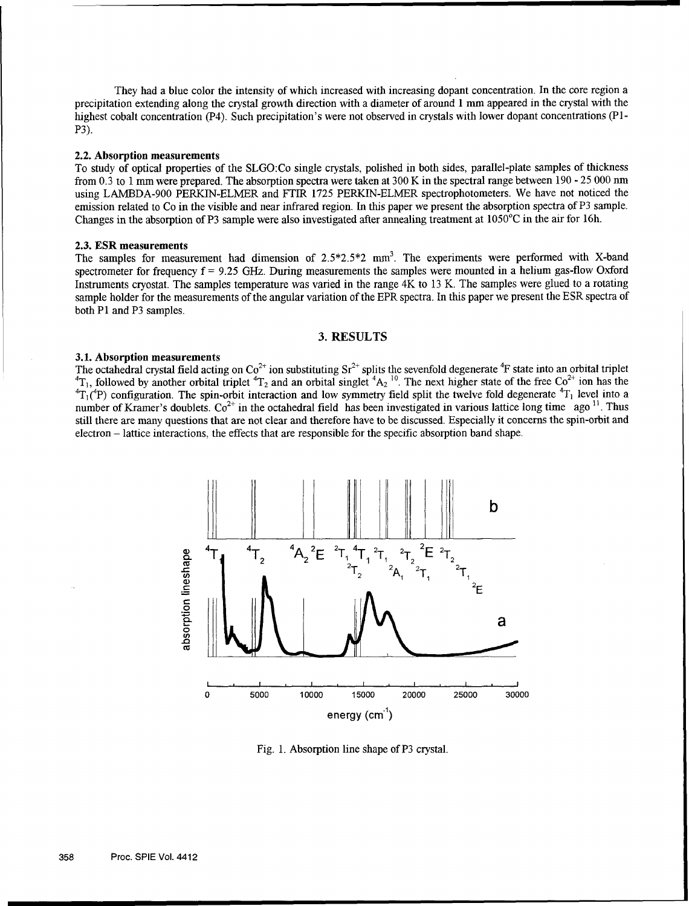They had a blue color the intensity of which increased with increasing dopant concentration. In the core region a precipitation extending along the crystal growth direction with a diameter of around 1 mm appeared in the crystal with the highest cobalt concentration (P4). Such precipitation's were not observed in crystals with lower dopant concentrations (P1-P3).

### 2.2. Absorption measurements

To study of optical properties of the SLGO:Co single crystals, polished in both sides, parallel-plate samples of thickness from 0.3 to 1 mm were prepared. The absorption spectra were taken at 300 K in the spectral range between 190 - 25 000 nm using LAMBDA-900 PERKIN-ELMER and FTIR 1725 PERKIN-ELMER spectrophotometers. We have not noticed the emission related to Co in the visible and near infrared region. In this paper we present the absorption spectra of P3 sample. Changes in the absorption of P3 sample were also investigated after annealing treatment at 1050°C in the air for 16h.

### 2.3. ESR measurements

The samples for measurement had dimension of 2.5*2.5*2 mm$^3$. The experiments were performed with X-band spectrometer for frequency f = 9.25 GHz. During measurements the samples were mounted in a helium gas-flow Oxford Instruments cryostat. The samples temperature was varied in the range 4K to 13 K. The samples were glued to a rotating sample holder for the measurements of the angular variation of the EPR spectra. In this paper we present the ESR spectra of both P1 and P3 samples.

## 3. RESULTS

### 3.1. Absorption measurements

The octahedral crystal field acting on $Co^{2+}$ ion substituting $Sr^{2+}$ splits the sevenfold degenerate $^4F$ state into an orbital triplet $^4T_1$, followed by another orbital triplet $^4T_2$ and an orbital singlet $^4A_2$ [10]. The next higher state of the free $Co^{2+}$ ion has the $^4T_1(^4P)$ configuration. The spin-orbit interaction and low symmetry field split the twelve fold degenerate $^4T_1$ level into a number of Kramer's doublets. $Co^{2+}$ in the octahedral field has been investigated in various lattice long time ago [11]. Thus still there are many questions that are not clear and therefore have to be discussed. Especially it concerns the spin-orbit and electron – lattice interactions, the effects that are responsible for the specific absorption band shape.

Fig. 1. Absorption line shape of P3 crystal.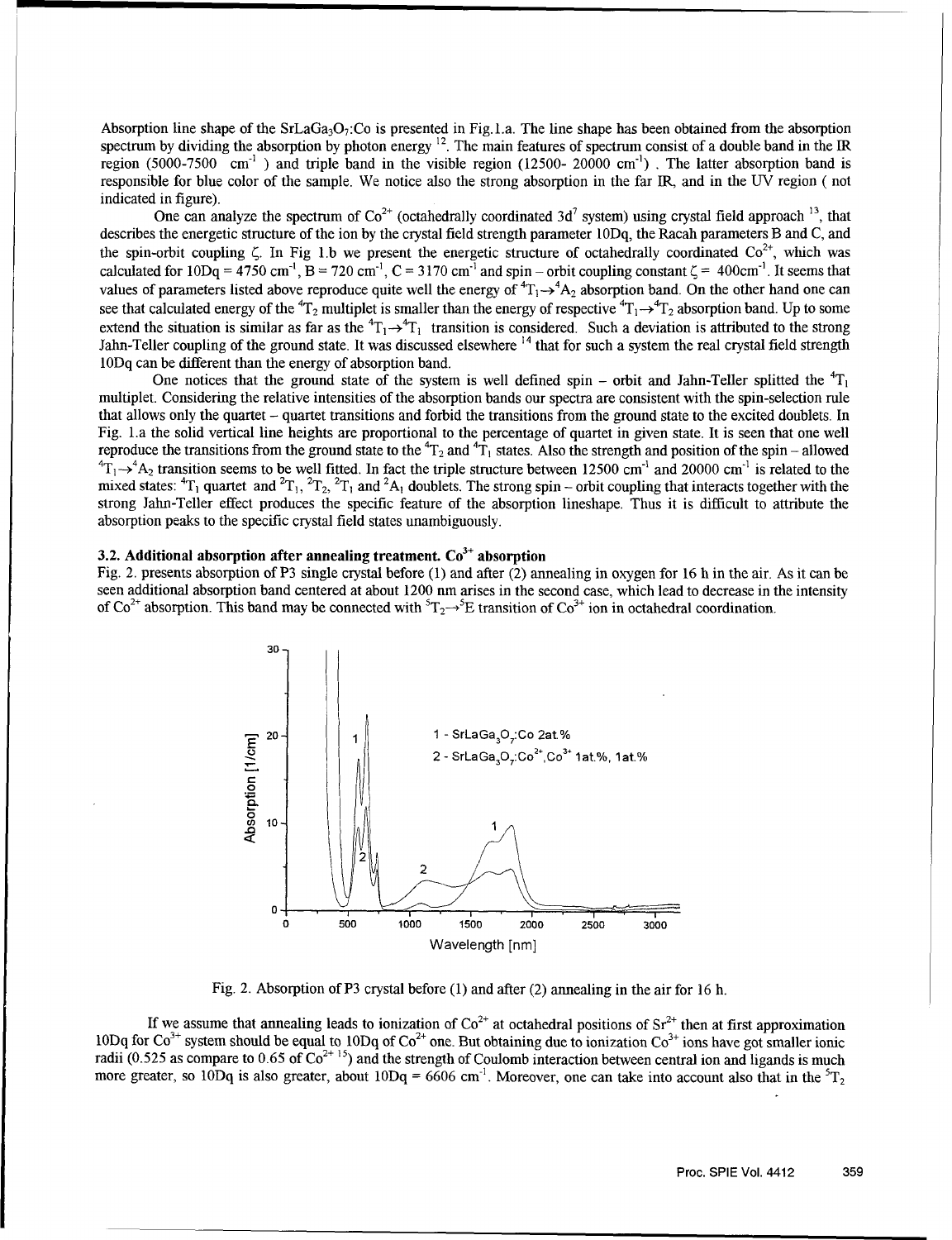Absorption line shape of the $SrLaGa_3O_7$:Co is presented in Fig.1.a. The line shape has been obtained from the absorption spectrum by dividing the absorption by photon energy [12]. The main features of spectrum consist of a double band in the IR region (5000-7500 $cm^{-1}$ ) and triple band in the visible region (12500- 20000 $cm^{-1}$) . The latter absorption band is responsible for blue color of the sample. We notice also the strong absorption in the far IR, and in the UV region ( not indicated in figure).

One can analyze the spectrum of $Co^{2+}$ (octahedrally coordinated $3d^7$ system) using crystal field approach [13], that describes the energetic structure of the ion by the crystal field strength parameter 10Dq, the Racah parameters B and C, and the spin-orbit coupling $\zeta$. In Fig 1.b we present the energetic structure of octahedrally coordinated $Co^{2+}$, which was calculated for 10Dq = 4750 $cm^{-1}$, B = 720 $cm^{-1}$, C = 3170 $cm^{-1}$ and spin – orbit coupling constant $\zeta$ = 400$cm^{-1}$. It seems that values of parameters listed above reproduce quite well the energy of ${}^4T_1 \rightarrow {}^4A_2$ absorption band. On the other hand one can see that calculated energy of the ${}^4T_2$ multiplet is smaller than the energy of respective ${}^4T_1 \rightarrow {}^4T_2$ absorption band. Up to some extend the situation is similar as far as the ${}^4T_1 \rightarrow {}^4T_1$ transition is considered. Such a deviation is attributed to the strong Jahn-Teller coupling of the ground state. It was discussed elsewhere [14] that for such a system the real crystal field strength 10Dq can be different than the energy of absorption band.

One notices that the ground state of the system is well defined spin – orbit and Jahn-Teller splitted the ${}^4T_1$ multiplet. Considering the relative intensities of the absorption bands our spectra are consistent with the spin-selection rule that allows only the quartet – quartet transitions and forbid the transitions from the ground state to the excited doublets. In Fig. 1.a the solid vertical line heights are proportional to the percentage of quartet in given state. It is seen that one well reproduce the transitions from the ground state to the ${}^4T_2$ and ${}^4T_1$ states. Also the strength and position of the spin – allowed ${}^4T_1 \rightarrow {}^4A_2$ transition seems to be well fitted. In fact the triple structure between 12500 $cm^{-1}$ and 20000 $cm^{-1}$ is related to the mixed states: ${}^4T_1$ quartet and ${}^2T_1$, ${}^2T_2$, ${}^2T_1$ and ${}^2A_1$ doublets. The strong spin – orbit coupling that interacts together with the strong Jahn-Teller effect produces the specific feature of the absorption lineshape. Thus it is difficult to attribute the absorption peaks to the specific crystal field states unambiguously.

### 3.2. Additional absorption after annealing treatment. $Co^{3+}$ absorption

Fig. 2. presents absorption of P3 single crystal before (1) and after (2) annealing in oxygen for 16 h in the air. As it can be seen additional absorption band centered at about 1200 nm arises in the second case, which lead to decrease in the intensity of $Co^{2+}$ absorption. This band may be connected with ${}^5T_2 \rightarrow {}^5E$ transition of $Co^{3+}$ ion in octahedral coordination.

Fig. 2. Absorption of P3 crystal before (1) and after (2) annealing in the air for 16 h.

If we assume that annealing leads to ionization of $Co^{2+}$ at octahedral positions of $Sr^{2+}$ then at first approximation 10Dq for $Co^{3+}$ system should be equal to 10Dq of $Co^{2+}$ one. But obtaining due to ionization $Co^{3+}$ ions have got smaller ionic radii (0.525 as compare to 0.65 of $Co^{2+}$ [15]) and the strength of Coulomb interaction between central ion and ligands is much more greater, so 10Dq is also greater, about 10Dq = 6606 $cm^{-1}$. Moreover, one can take into account also that in the ${}^5T_2$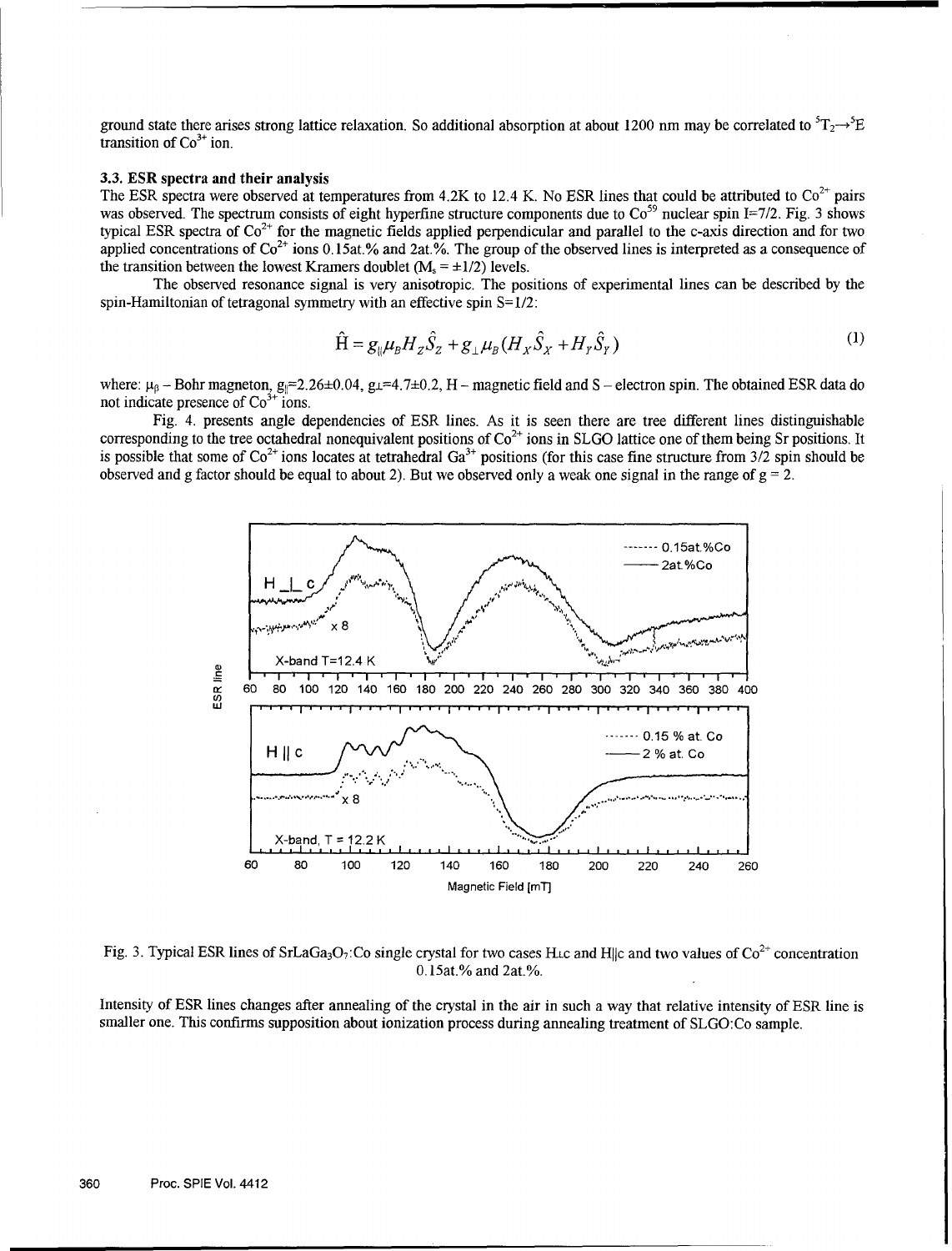ground state there arises strong lattice relaxation. So additional absorption at about 1200 nm may be correlated to $^5T_2 \rightarrow ^5E$ transition of $Co^{3+}$ ion.

### 3.3. ESR spectra and their analysis

The ESR spectra were observed at temperatures from 4.2K to 12.4 K. No ESR lines that could be attributed to $Co^{2+}$ pairs was observed. The spectrum consists of eight hyperfine structure components due to $Co^{59}$ nuclear spin I=7/2. Fig. 3 shows typical ESR spectra of $Co^{2+}$ for the magnetic fields applied perpendicular and parallel to the c-axis direction and for two applied concentrations of $Co^{2+}$ ions 0.15at.% and 2at.%. The group of the observed lines is interpreted as a consequence of the transition between the lowest Kramers doublet ($M_s = \pm 1/2$) levels.

The observed resonance signal is very anisotropic. The positions of experimental lines can be described by the spin-Hamiltonian of tetragonal symmetry with an effective spin S=1/2:

$$\hat{H} = g_{\parallel}\mu_B H_Z \hat{S}_Z + g_{\perp}\mu_B (H_X \hat{S}_X + H_Y \hat{S}_Y) \tag{1}$$

where: $\mu_\beta$ – Bohr magneton, $g_{\parallel}$=2.26±0.04, $g_{\perp}$=4.7±0.2, H – magnetic field and S – electron spin. The obtained ESR data do not indicate presence of $Co^{3+}$ ions.

Fig. 4. presents angle dependencies of ESR lines. As it is seen there are tree different lines distinguishable corresponding to the tree octahedral nonequivalent positions of $Co^{2+}$ ions in SLGO lattice one of them being Sr positions. It is possible that some of $Co^{2+}$ ions locates at tetrahedral $Ga^{3+}$ positions (for this case fine structure from 3/2 spin should be observed and g factor should be equal to about 2). But we observed only a weak one signal in the range of g = 2.

Fig. 3. Typical ESR lines of $SrLaGa_3O_7$:Co single crystal for two cases H⊥c and H||c and two values of $Co^{2+}$ concentration 0.15at.% and 2at.%.

Intensity of ESR lines changes after annealing of the crystal in the air in such a way that relative intensity of ESR line is smaller one. This confirms supposition about ionization process during annealing treatment of SLGO:Co sample.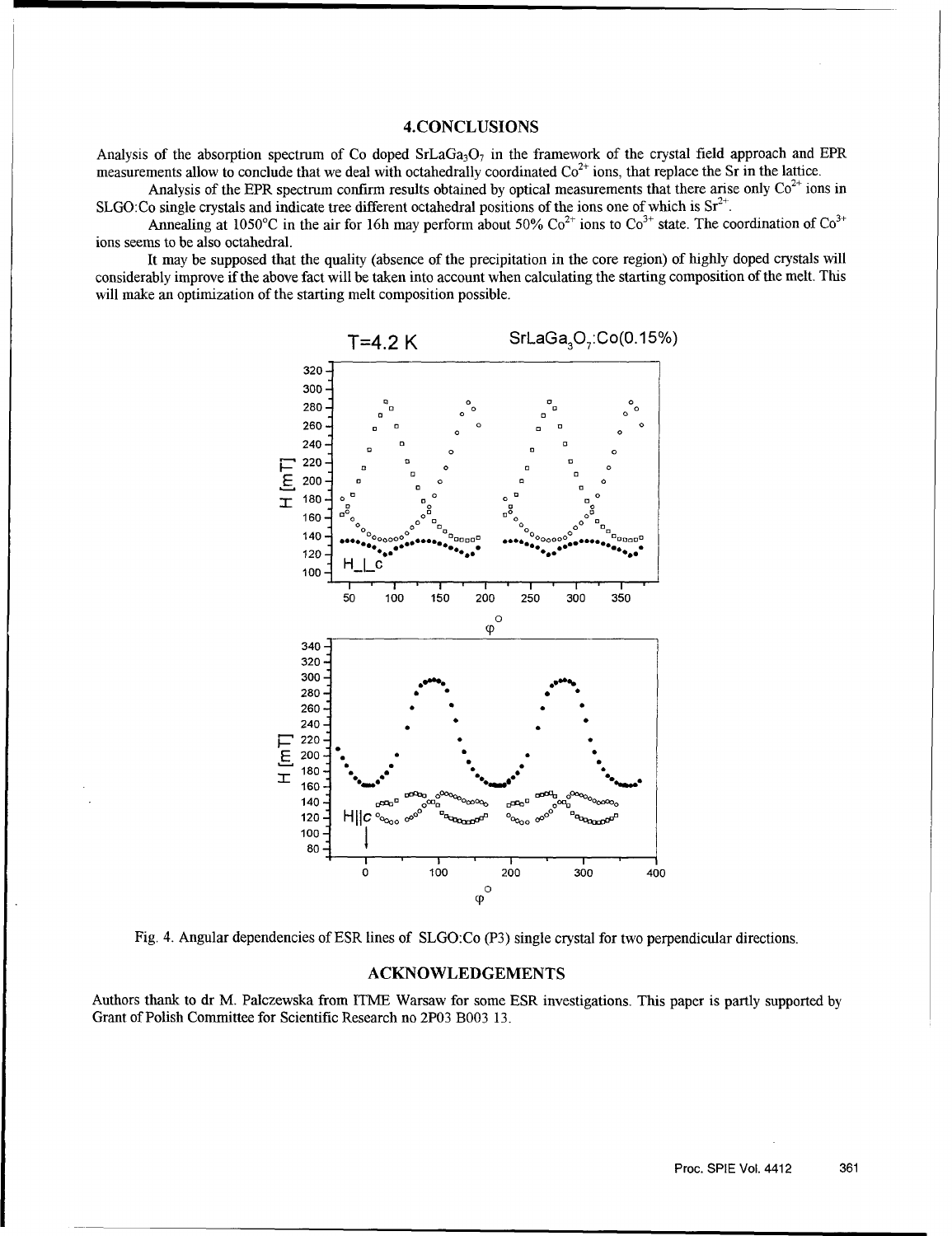## 4.CONCLUSIONS

Analysis of the absorption spectrum of Co doped $SrLaGa_3O_7$ in the framework of the crystal field approach and EPR measurements allow to conclude that we deal with octahedrally coordinated $Co^{2+}$ ions, that replace the Sr in the lattice.

Analysis of the EPR spectrum confirm results obtained by optical measurements that there arise only $Co^{2+}$ ions in SLGO:Co single crystals and indicate tree different octahedral positions of the ions one of which is $Sr^{2+}$.

Annealing at 1050°C in the air for 16h may perform about 50% $Co^{2+}$ ions to $Co^{3+}$ state. The coordination of $Co^{3+}$ ions seems to be also octahedral.

It may be supposed that the quality (absence of the precipitation in the core region) of highly doped crystals will considerably improve if the above fact will be taken into account when calculating the starting composition of the melt. This will make an optimization of the starting melt composition possible.

Fig. 4. Angular dependencies of ESR lines of SLGO:Co (P3) single crystal for two perpendicular directions.

## ACKNOWLEDGEMENTS

Authors thank to dr M. Palczewska from ITME Warsaw for some ESR investigations. This paper is partly supported by Grant of Polish Committee for Scientific Research no 2P03 B003 13.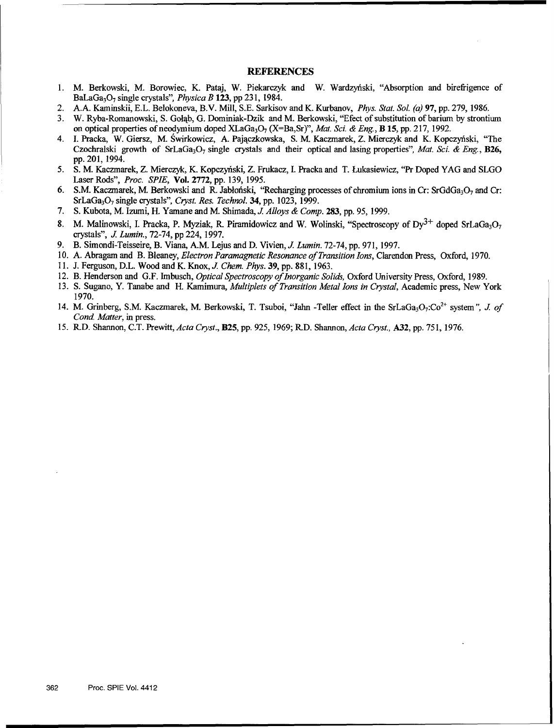## REFERENCES

1. M. Berkowski, M. Borowiec, K. Pataj, W. Piekarczyk and W. Wardzyński, "Absorption and birefrigence of $BaLaGa_3O_7$ single crystals", *Physica B* **123**, pp 231, 1984.
2. A.A. Kaminskii, E.L. Belokoneva, B.V. Mill, S.E. Sarkisov and K. Kurbanov, *Phys. Stat. Sol. (a)* **97**, pp. 279, 1986.
3. W. Ryba-Romanowski, S. Gołąb, G. Dominiak-Dzik and M. Berkowski, "Efect of substitution of barium by strontium on optical properties of neodymium doped $XLaGa_3O_7$ (X=Ba,Sr)", *Mat. Sci. & Eng.*, **B 15**, pp. 217, 1992.
4. I. Pracka, W. Giersz, M. Świrkowicz, A. Pajączkowska, S. M. Kaczmarek, Z. Mierczyk and K. Kopczyński, "The Czochralski growth of $SrLaGa_3O_7$ single crystals and their optical and lasing properties", *Mat. Sci. & Eng.*, **B26**, pp. 201, 1994.
5. S. M. Kaczmarek, Z. Mierczyk, K. Kopczyński, Z. Frukacz, I. Pracka and T. Łukasiewicz, "Pr Doped YAG and SLGO Laser Rods", *Proc. SPIE*, **Vol. 2772**, pp. 139, 1995.
6. S.M. Kaczmarek, M. Berkowski and R. Jabłoński, "Recharging processes of chromium ions in Cr: $SrGdGa_3O_7$ and Cr: $SrLaGa_3O_7$ single crystals", *Cryst. Res. Technol.* **34**, pp. 1023, 1999.
7. S. Kubota, M. Izumi, H. Yamane and M. Shimada, *J. Alloys & Comp.* **283**, pp. 95, 1999.
8. M. Malinowski, I. Pracka, P. Myziak, R. Piramidowicz and W. Wolinski, "Spectroscopy of $Dy^{3+}$ doped $SrLaGa_3O_7$ crystals", *J. Lumin.*, 72-74, pp 224, 1997.
9. B. Simondi-Teisseire, B. Viana, A.M. Lejus and D. Vivien, *J. Lumin.* 72-74, pp. 971, 1997.
10. A. Abragam and B. Bleaney, *Electron Paramagnetic Resonance of Transition Ions*, Clarendon Press, Oxford, 1970.
11. J. Ferguson, D.L. Wood and K. Knox, *J. Chem. Phys.* **39**, pp. 881, 1963.
12. B. Henderson and G.F. Imbusch, *Optical Spectroscopy of Inorganic Solids*, Oxford University Press, Oxford, 1989.
13. S. Sugano, Y. Tanabe and H. Kamimura, *Multiplets of Transition Metal Ions in Crystal*, Academic press, New York 1970.
14. M. Grinberg, S.M. Kaczmarek, M. Berkowski, T. Tsuboi, "Jahn -Teller effect in the $SrLaGa_3O_7$:$Co^{2+}$ system", *J. of Cond. Matter*, in press.
15. R.D. Shannon, C.T. Prewitt, *Acta Cryst.*, **B25**, pp. 925, 1969; R.D. Shannon, *Acta Cryst.*, **A32**, pp. 751, 1976.